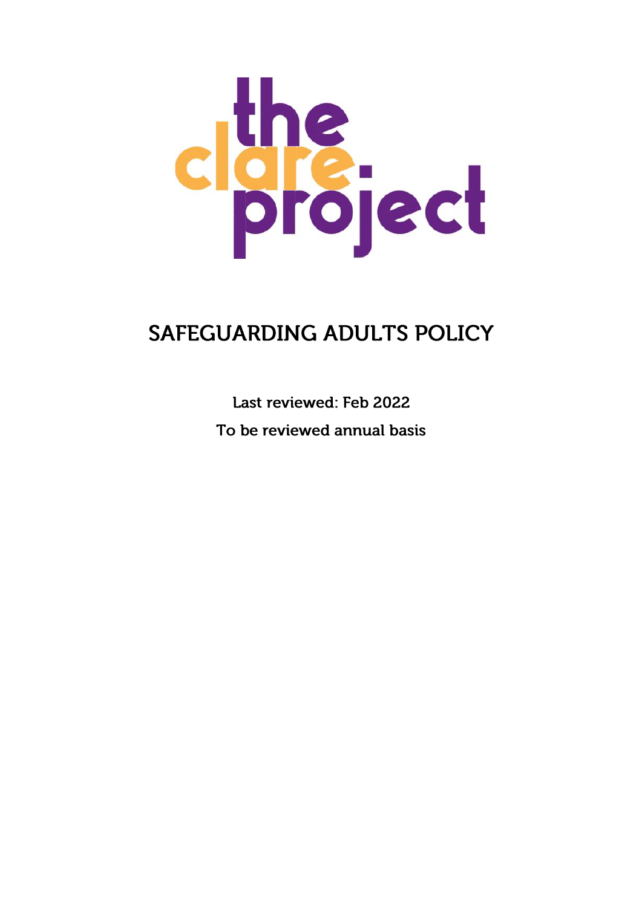the clare project

# SAFEGUARDING ADULTS POLICY

Last reviewed: Feb 2022

To be reviewed annual basis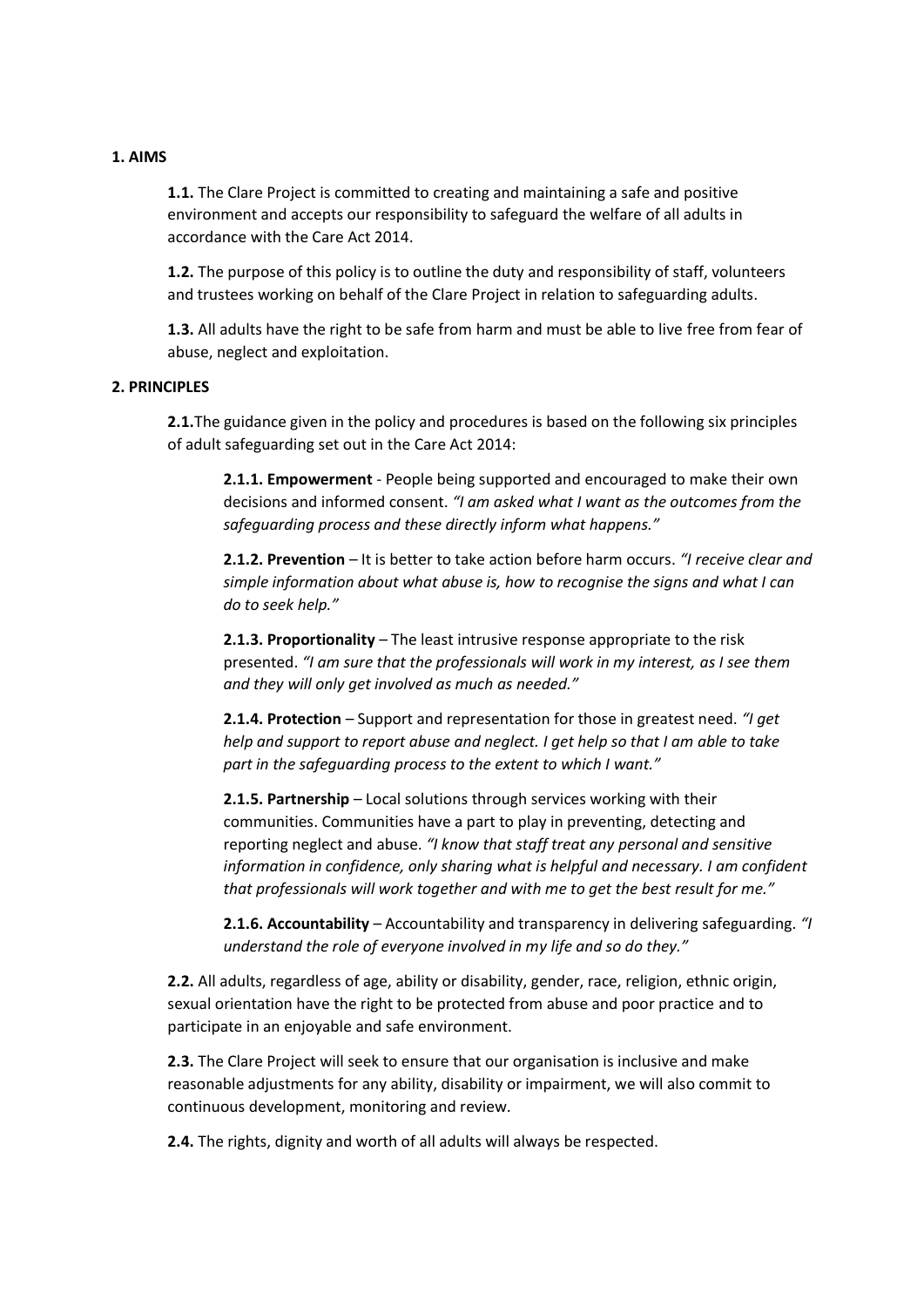## 1. AIMS

**1.1.** The Clare Project is committed to creating and maintaining a safe and positive environment and accepts our responsibility to safeguard the welfare of all adults in accordance with the Care Act 2014.

**1.2.** The purpose of this policy is to outline the duty and responsibility of staff, volunteers and trustees working on behalf of the Clare Project in relation to safeguarding adults.

**1.3.** All adults have the right to be safe from harm and must be able to live free from fear of abuse, neglect and exploitation.

## 2. PRINCIPLES

**2.1.** The guidance given in the policy and procedures is based on the following six principles of adult safeguarding set out in the Care Act 2014:

**2.1.1. Empowerment** - People being supported and encouraged to make their own decisions and informed consent. *"I am asked what I want as the outcomes from the safeguarding process and these directly inform what happens."*

**2.1.2. Prevention** – It is better to take action before harm occurs. *"I receive clear and simple information about what abuse is, how to recognise the signs and what I can do to seek help."*

**2.1.3. Proportionality** – The least intrusive response appropriate to the risk presented. *"I am sure that the professionals will work in my interest, as I see them and they will only get involved as much as needed."*

**2.1.4. Protection** – Support and representation for those in greatest need. *"I get help and support to report abuse and neglect. I get help so that I am able to take part in the safeguarding process to the extent to which I want."*

**2.1.5. Partnership** – Local solutions through services working with their communities. Communities have a part to play in preventing, detecting and reporting neglect and abuse. *"I know that staff treat any personal and sensitive information in confidence, only sharing what is helpful and necessary. I am confident that professionals will work together and with me to get the best result for me."*

**2.1.6. Accountability** – Accountability and transparency in delivering safeguarding. *"I understand the role of everyone involved in my life and so do they."*

**2.2.** All adults, regardless of age, ability or disability, gender, race, religion, ethnic origin, sexual orientation have the right to be protected from abuse and poor practice and to participate in an enjoyable and safe environment.

**2.3.** The Clare Project will seek to ensure that our organisation is inclusive and make reasonable adjustments for any ability, disability or impairment, we will also commit to continuous development, monitoring and review.

**2.4.** The rights, dignity and worth of all adults will always be respected.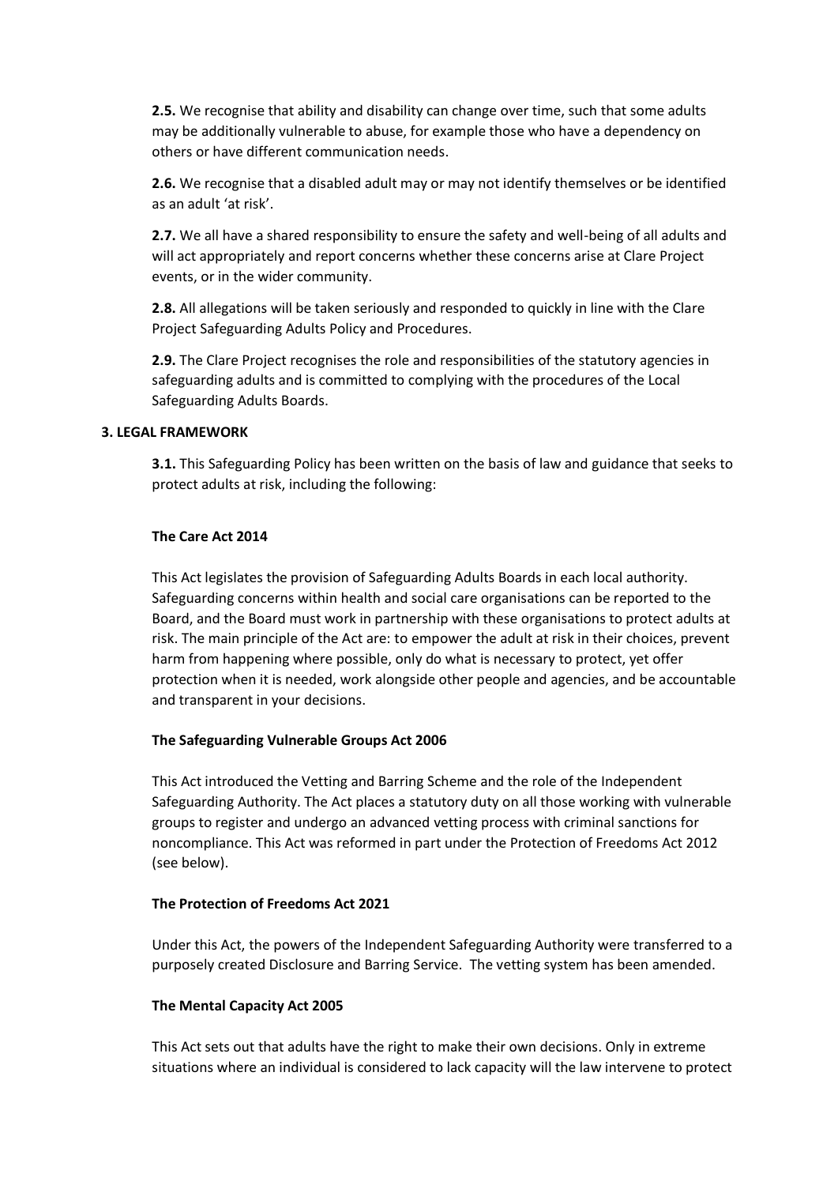**2.5.** We recognise that ability and disability can change over time, such that some adults may be additionally vulnerable to abuse, for example those who have a dependency on others or have different communication needs.

**2.6.** We recognise that a disabled adult may or may not identify themselves or be identified as an adult 'at risk'.

**2.7.** We all have a shared responsibility to ensure the safety and well-being of all adults and will act appropriately and report concerns whether these concerns arise at Clare Project events, or in the wider community.

**2.8.** All allegations will be taken seriously and responded to quickly in line with the Clare Project Safeguarding Adults Policy and Procedures.

**2.9.** The Clare Project recognises the role and responsibilities of the statutory agencies in safeguarding adults and is committed to complying with the procedures of the Local Safeguarding Adults Boards.

**3. LEGAL FRAMEWORK**

**3.1.** This Safeguarding Policy has been written on the basis of law and guidance that seeks to protect adults at risk, including the following:

**The Care Act 2014**

This Act legislates the provision of Safeguarding Adults Boards in each local authority. Safeguarding concerns within health and social care organisations can be reported to the Board, and the Board must work in partnership with these organisations to protect adults at risk. The main principle of the Act are: to empower the adult at risk in their choices, prevent harm from happening where possible, only do what is necessary to protect, yet offer protection when it is needed, work alongside other people and agencies, and be accountable and transparent in your decisions.

**The Safeguarding Vulnerable Groups Act 2006**

This Act introduced the Vetting and Barring Scheme and the role of the Independent Safeguarding Authority. The Act places a statutory duty on all those working with vulnerable groups to register and undergo an advanced vetting process with criminal sanctions for noncompliance. This Act was reformed in part under the Protection of Freedoms Act 2012 (see below).

**The Protection of Freedoms Act 2021**

Under this Act, the powers of the Independent Safeguarding Authority were transferred to a purposely created Disclosure and Barring Service. The vetting system has been amended.

**The Mental Capacity Act 2005**

This Act sets out that adults have the right to make their own decisions. Only in extreme situations where an individual is considered to lack capacity will the law intervene to protect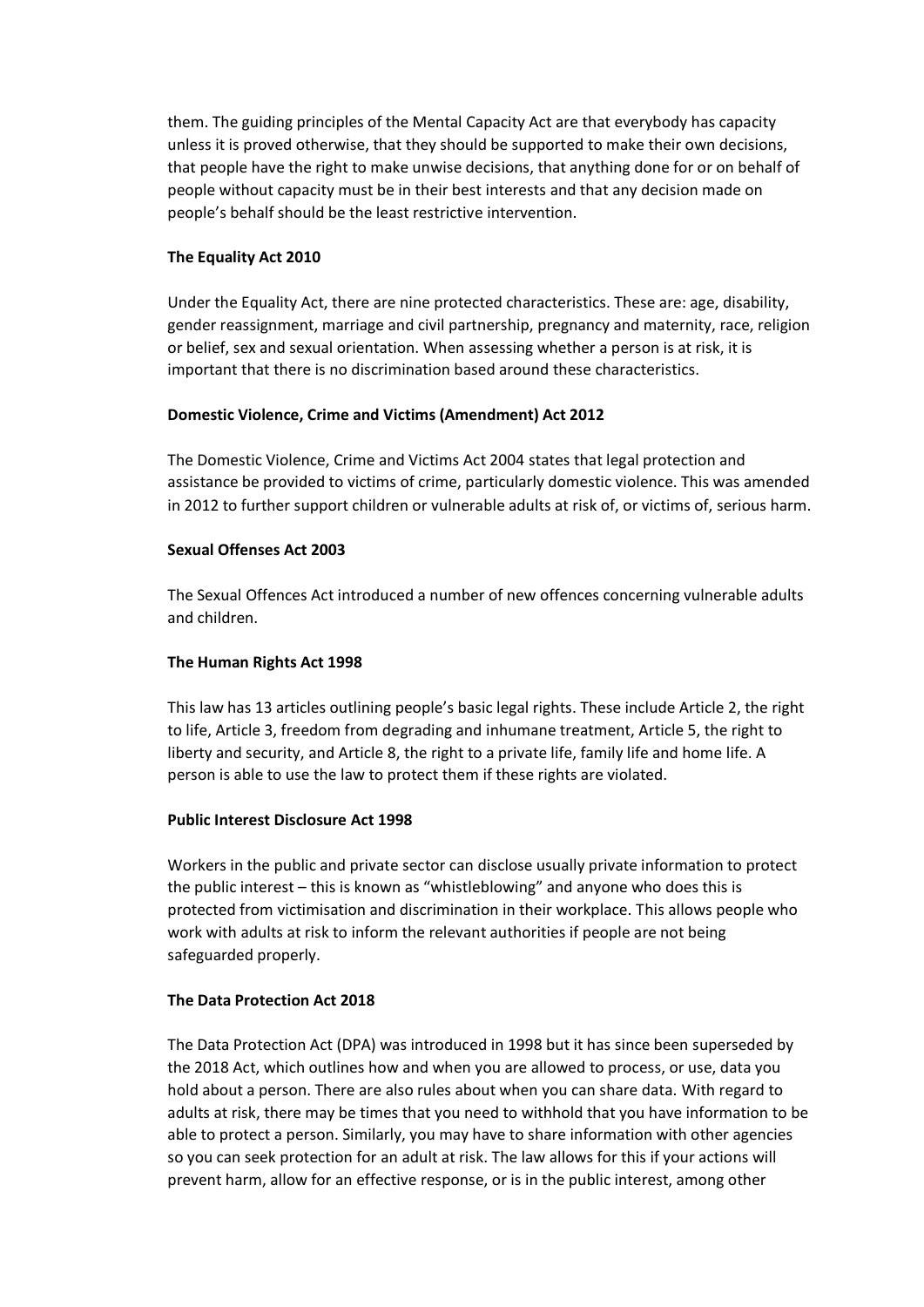them. The guiding principles of the Mental Capacity Act are that everybody has capacity unless it is proved otherwise, that they should be supported to make their own decisions, that people have the right to make unwise decisions, that anything done for or on behalf of people without capacity must be in their best interests and that any decision made on people's behalf should be the least restrictive intervention.

**The Equality Act 2010**

Under the Equality Act, there are nine protected characteristics. These are: age, disability, gender reassignment, marriage and civil partnership, pregnancy and maternity, race, religion or belief, sex and sexual orientation. When assessing whether a person is at risk, it is important that there is no discrimination based around these characteristics.

**Domestic Violence, Crime and Victims (Amendment) Act 2012**

The Domestic Violence, Crime and Victims Act 2004 states that legal protection and assistance be provided to victims of crime, particularly domestic violence. This was amended in 2012 to further support children or vulnerable adults at risk of, or victims of, serious harm.

**Sexual Offenses Act 2003**

The Sexual Offences Act introduced a number of new offences concerning vulnerable adults and children.

**The Human Rights Act 1998**

This law has 13 articles outlining people's basic legal rights. These include Article 2, the right to life, Article 3, freedom from degrading and inhumane treatment, Article 5, the right to liberty and security, and Article 8, the right to a private life, family life and home life. A person is able to use the law to protect them if these rights are violated.

**Public Interest Disclosure Act 1998**

Workers in the public and private sector can disclose usually private information to protect the public interest – this is known as "whistleblowing" and anyone who does this is protected from victimisation and discrimination in their workplace. This allows people who work with adults at risk to inform the relevant authorities if people are not being safeguarded properly.

**The Data Protection Act 2018**

The Data Protection Act (DPA) was introduced in 1998 but it has since been superseded by the 2018 Act, which outlines how and when you are allowed to process, or use, data you hold about a person. There are also rules about when you can share data. With regard to adults at risk, there may be times that you need to withhold that you have information to be able to protect a person. Similarly, you may have to share information with other agencies so you can seek protection for an adult at risk. The law allows for this if your actions will prevent harm, allow for an effective response, or is in the public interest, among other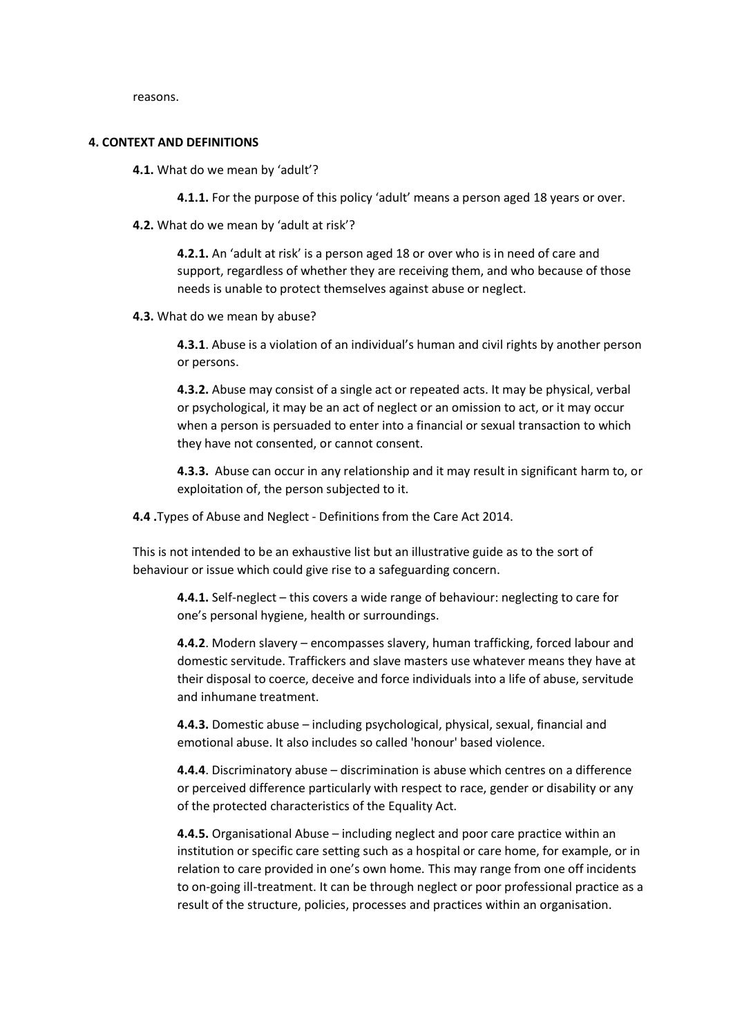reasons.

## 4. CONTEXT AND DEFINITIONS

**4.1.** What do we mean by 'adult'?

**4.1.1.** For the purpose of this policy 'adult' means a person aged 18 years or over.

**4.2.** What do we mean by 'adult at risk'?

**4.2.1.** An 'adult at risk' is a person aged 18 or over who is in need of care and support, regardless of whether they are receiving them, and who because of those needs is unable to protect themselves against abuse or neglect.

**4.3.** What do we mean by abuse?

**4.3.1**. Abuse is a violation of an individual's human and civil rights by another person or persons.

**4.3.2.** Abuse may consist of a single act or repeated acts. It may be physical, verbal or psychological, it may be an act of neglect or an omission to act, or it may occur when a person is persuaded to enter into a financial or sexual transaction to which they have not consented, or cannot consent.

**4.3.3.** Abuse can occur in any relationship and it may result in significant harm to, or exploitation of, the person subjected to it.

**4.4 .**Types of Abuse and Neglect - Definitions from the Care Act 2014.

This is not intended to be an exhaustive list but an illustrative guide as to the sort of behaviour or issue which could give rise to a safeguarding concern.

**4.4.1.** Self-neglect – this covers a wide range of behaviour: neglecting to care for one's personal hygiene, health or surroundings.

**4.4.2**. Modern slavery – encompasses slavery, human trafficking, forced labour and domestic servitude. Traffickers and slave masters use whatever means they have at their disposal to coerce, deceive and force individuals into a life of abuse, servitude and inhumane treatment.

**4.4.3.** Domestic abuse – including psychological, physical, sexual, financial and emotional abuse. It also includes so called 'honour' based violence.

**4.4.4**. Discriminatory abuse – discrimination is abuse which centres on a difference or perceived difference particularly with respect to race, gender or disability or any of the protected characteristics of the Equality Act.

**4.4.5.** Organisational Abuse – including neglect and poor care practice within an institution or specific care setting such as a hospital or care home, for example, or in relation to care provided in one's own home. This may range from one off incidents to on-going ill-treatment. It can be through neglect or poor professional practice as a result of the structure, policies, processes and practices within an organisation.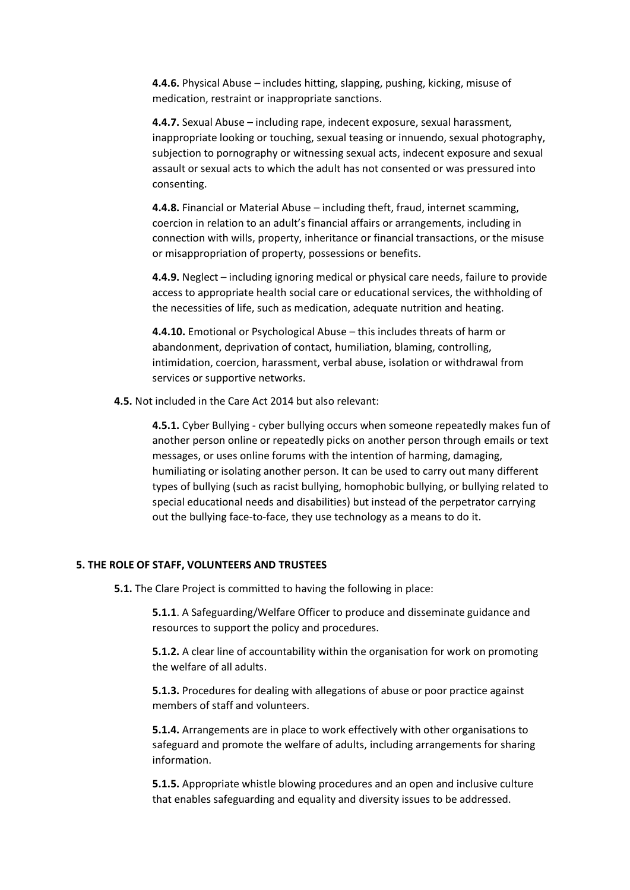**4.4.6.** Physical Abuse – includes hitting, slapping, pushing, kicking, misuse of medication, restraint or inappropriate sanctions.

**4.4.7.** Sexual Abuse – including rape, indecent exposure, sexual harassment, inappropriate looking or touching, sexual teasing or innuendo, sexual photography, subjection to pornography or witnessing sexual acts, indecent exposure and sexual assault or sexual acts to which the adult has not consented or was pressured into consenting.

**4.4.8.** Financial or Material Abuse – including theft, fraud, internet scamming, coercion in relation to an adult's financial affairs or arrangements, including in connection with wills, property, inheritance or financial transactions, or the misuse or misappropriation of property, possessions or benefits.

**4.4.9.** Neglect – including ignoring medical or physical care needs, failure to provide access to appropriate health social care or educational services, the withholding of the necessities of life, such as medication, adequate nutrition and heating.

**4.4.10.** Emotional or Psychological Abuse – this includes threats of harm or abandonment, deprivation of contact, humiliation, blaming, controlling, intimidation, coercion, harassment, verbal abuse, isolation or withdrawal from services or supportive networks.

**4.5.** Not included in the Care Act 2014 but also relevant:

**4.5.1.** Cyber Bullying - cyber bullying occurs when someone repeatedly makes fun of another person online or repeatedly picks on another person through emails or text messages, or uses online forums with the intention of harming, damaging, humiliating or isolating another person. It can be used to carry out many different types of bullying (such as racist bullying, homophobic bullying, or bullying related to special educational needs and disabilities) but instead of the perpetrator carrying out the bullying face-to-face, they use technology as a means to do it.

## 5. THE ROLE OF STAFF, VOLUNTEERS AND TRUSTEES

**5.1.** The Clare Project is committed to having the following in place:

**5.1.1**. A Safeguarding/Welfare Officer to produce and disseminate guidance and resources to support the policy and procedures.

**5.1.2.** A clear line of accountability within the organisation for work on promoting the welfare of all adults.

**5.1.3.** Procedures for dealing with allegations of abuse or poor practice against members of staff and volunteers.

**5.1.4.** Arrangements are in place to work effectively with other organisations to safeguard and promote the welfare of adults, including arrangements for sharing information.

**5.1.5.** Appropriate whistle blowing procedures and an open and inclusive culture that enables safeguarding and equality and diversity issues to be addressed.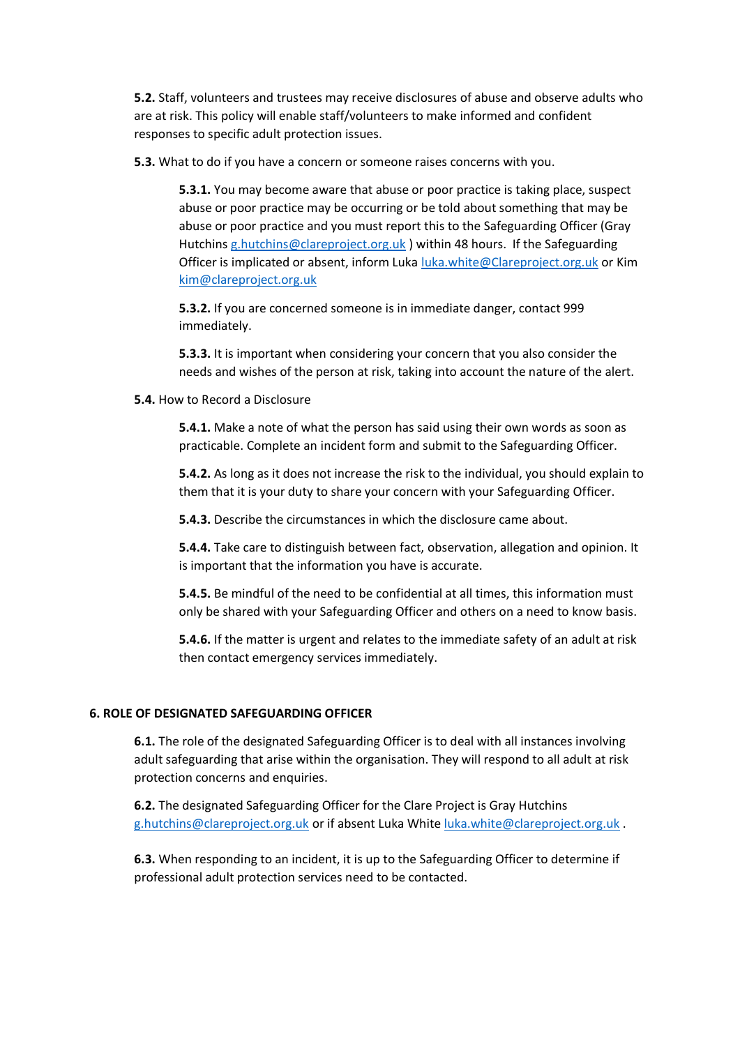**5.2.** Staff, volunteers and trustees may receive disclosures of abuse and observe adults who are at risk. This policy will enable staff/volunteers to make informed and confident responses to specific adult protection issues.

**5.3.** What to do if you have a concern or someone raises concerns with you.

> **5.3.1.** You may become aware that abuse or poor practice is taking place, suspect abuse or poor practice may be occurring or be told about something that may be abuse or poor practice and you must report this to the Safeguarding Officer (Gray Hutchins g.hutchins@clareproject.org.uk ) within 48 hours. If the Safeguarding Officer is implicated or absent, inform Luka luka.white@Clareproject.org.uk or Kim kim@clareproject.org.uk
>
> **5.3.2.** If you are concerned someone is in immediate danger, contact 999 immediately.
>
> **5.3.3.** It is important when considering your concern that you also consider the needs and wishes of the person at risk, taking into account the nature of the alert.

**5.4.** How to Record a Disclosure

> **5.4.1.** Make a note of what the person has said using their own words as soon as practicable. Complete an incident form and submit to the Safeguarding Officer.
>
> **5.4.2.** As long as it does not increase the risk to the individual, you should explain to them that it is your duty to share your concern with your Safeguarding Officer.
>
> **5.4.3.** Describe the circumstances in which the disclosure came about.
>
> **5.4.4.** Take care to distinguish between fact, observation, allegation and opinion. It is important that the information you have is accurate.
>
> **5.4.5.** Be mindful of the need to be confidential at all times, this information must only be shared with your Safeguarding Officer and others on a need to know basis.
>
> **5.4.6.** If the matter is urgent and relates to the immediate safety of an adult at risk then contact emergency services immediately.

## 6. ROLE OF DESIGNATED SAFEGUARDING OFFICER

**6.1.** The role of the designated Safeguarding Officer is to deal with all instances involving adult safeguarding that arise within the organisation. They will respond to all adult at risk protection concerns and enquiries.

**6.2.** The designated Safeguarding Officer for the Clare Project is Gray Hutchins g.hutchins@clareproject.org.uk or if absent Luka White luka.white@clareproject.org.uk .

**6.3.** When responding to an incident, it is up to the Safeguarding Officer to determine if professional adult protection services need to be contacted.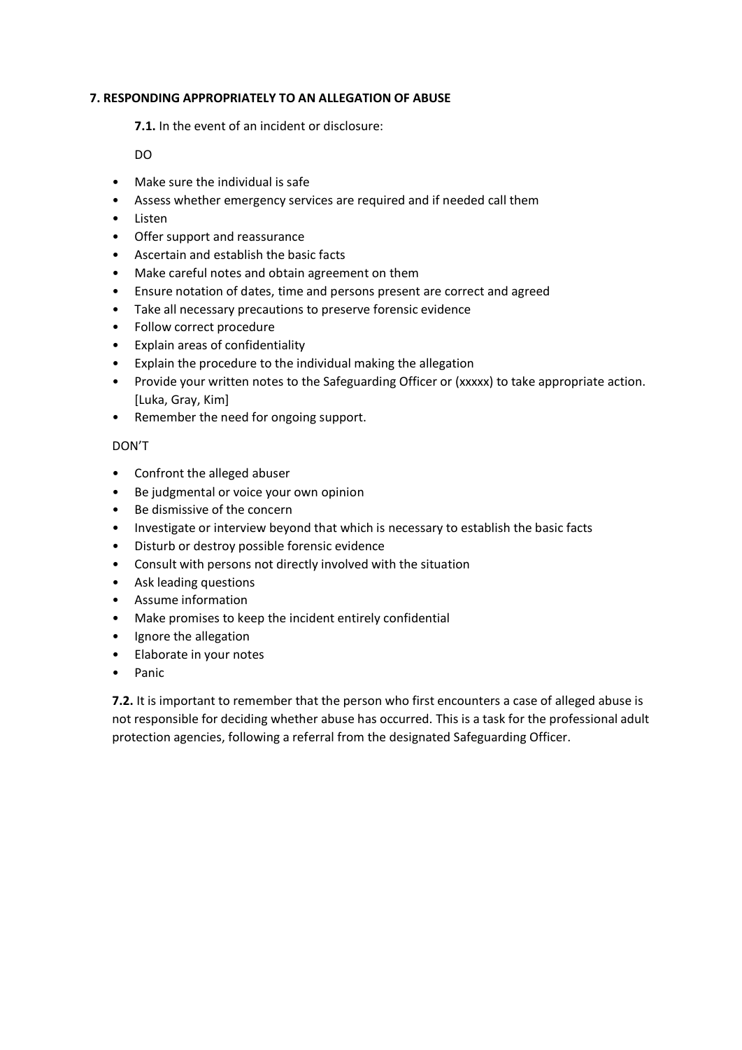## 7. RESPONDING APPROPRIATELY TO AN ALLEGATION OF ABUSE

**7.1.** In the event of an incident or disclosure:

DO

- Make sure the individual is safe
- Assess whether emergency services are required and if needed call them
- Listen
- Offer support and reassurance
- Ascertain and establish the basic facts
- Make careful notes and obtain agreement on them
- Ensure notation of dates, time and persons present are correct and agreed
- Take all necessary precautions to preserve forensic evidence
- Follow correct procedure
- Explain areas of confidentiality
- Explain the procedure to the individual making the allegation
- Provide your written notes to the Safeguarding Officer or (xxxxx) to take appropriate action. [Luka, Gray, Kim]
- Remember the need for ongoing support.

DON'T

- Confront the alleged abuser
- Be judgmental or voice your own opinion
- Be dismissive of the concern
- Investigate or interview beyond that which is necessary to establish the basic facts
- Disturb or destroy possible forensic evidence
- Consult with persons not directly involved with the situation
- Ask leading questions
- Assume information
- Make promises to keep the incident entirely confidential
- Ignore the allegation
- Elaborate in your notes
- Panic

**7.2.** It is important to remember that the person who first encounters a case of alleged abuse is not responsible for deciding whether abuse has occurred. This is a task for the professional adult protection agencies, following a referral from the designated Safeguarding Officer.